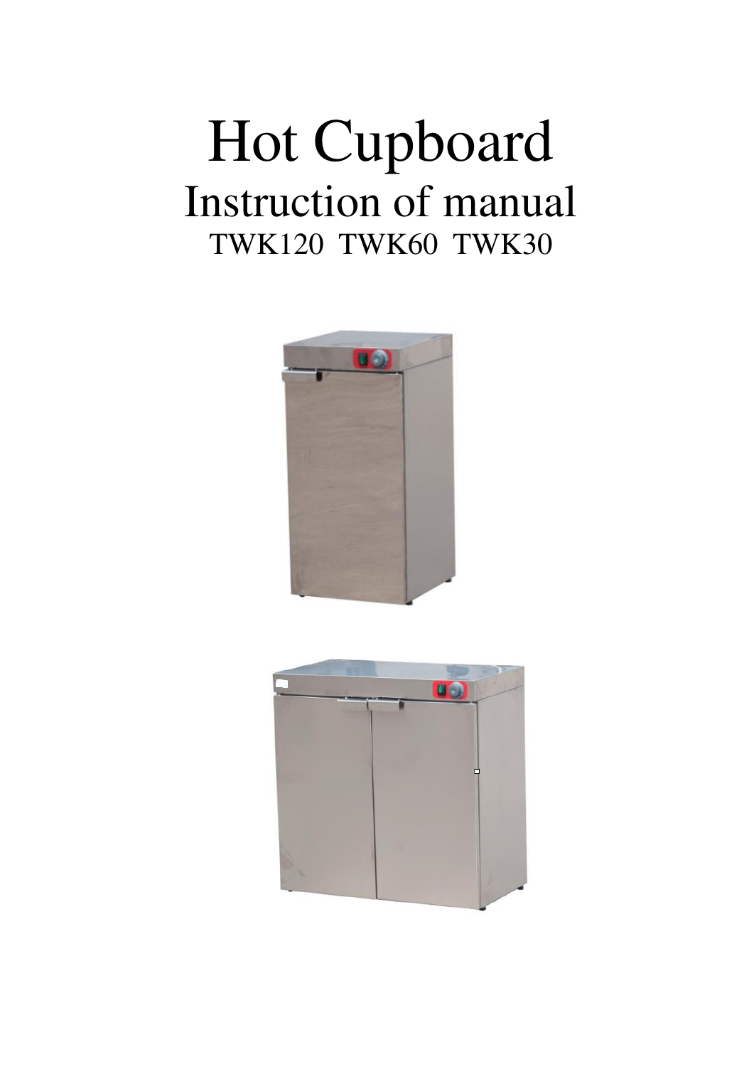# Hot Cupboard

## Instruction of manual

TWK120 TWK60 TWK30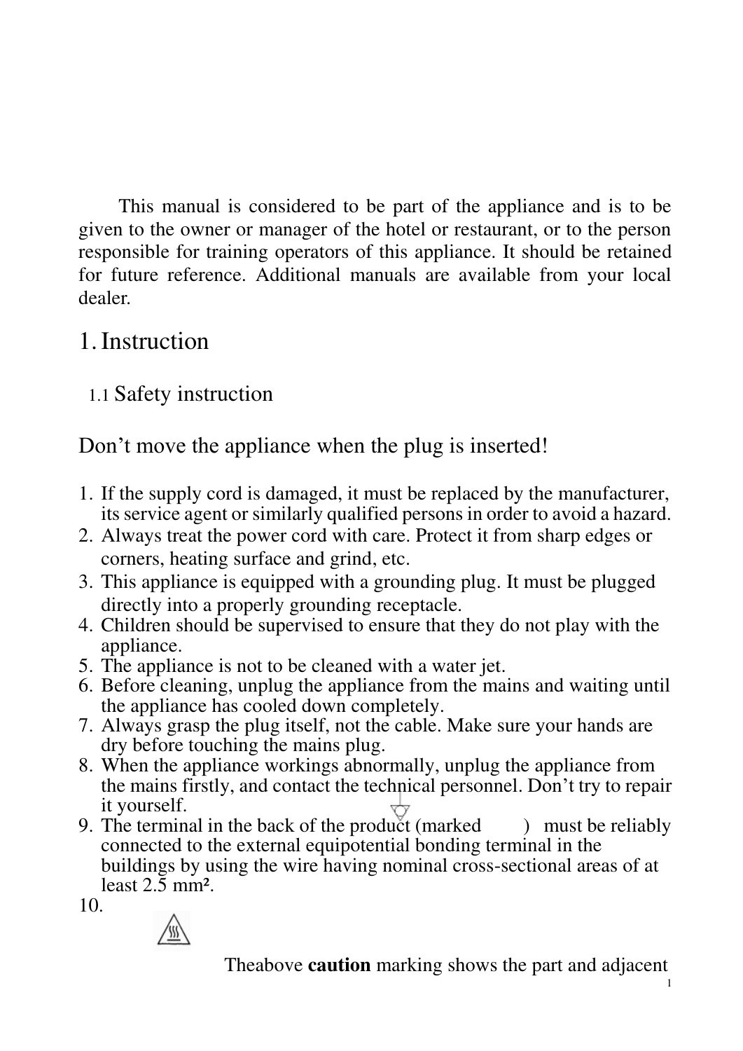This manual is considered to be part of the appliance and is to be given to the owner or manager of the hotel or restaurant, or to the person responsible for training operators of this appliance. It should be retained for future reference. Additional manuals are available from your local dealer.

# 1. Instruction

## 1.1 Safety instruction

Don't move the appliance when the plug is inserted!

1. If the supply cord is damaged, it must be replaced by the manufacturer, its service agent or similarly qualified persons in order to avoid a hazard.
2. Always treat the power cord with care. Protect it from sharp edges or corners, heating surface and grind, etc.
3. This appliance is equipped with a grounding plug. It must be plugged directly into a properly grounding receptacle.
4. Children should be supervised to ensure that they do not play with the appliance.
5. The appliance is not to be cleaned with a water jet.
6. Before cleaning, unplug the appliance from the mains and waiting until the appliance has cooled down completely.
7. Always grasp the plug itself, not the cable. Make sure your hands are dry before touching the mains plug.
8. When the appliance workings abnormally, unplug the appliance from the mains firstly, and contact the technical personnel. Don't try to repair it yourself.
9. The terminal in the back of the product (marked ) must be reliably connected to the external equipotential bonding terminal in the buildings by using the wire having nominal cross-sectional areas of at least 2.5 mm².
10.

Theabove **caution** marking shows the part and adjacent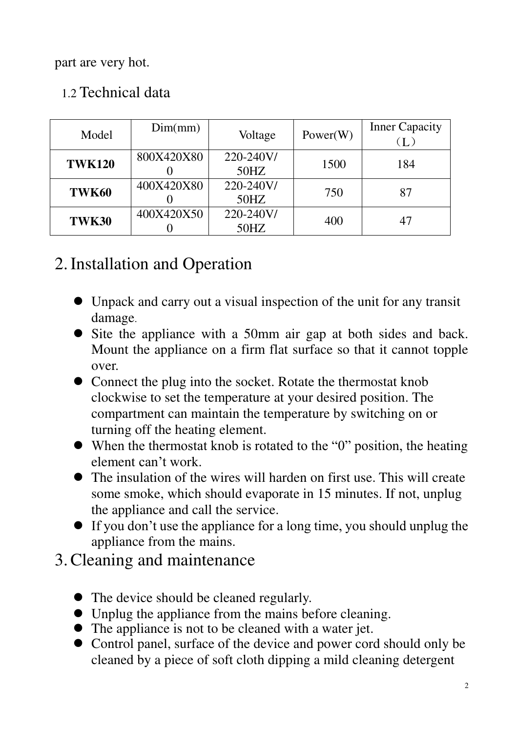part are very hot.

### 1.2 Technical data

| Model | Dim(mm) | Voltage | Power(W) | Inner Capacity（L） |
|---|---|---|---|---|
| **TWK120** | 800X420X800 | 220-240V/50HZ | 1500 | 184 |
| **TWK60** | 400X420X800 | 220-240V/50HZ | 750 | 87 |
| **TWK30** | 400X420X500 | 220-240V/50HZ | 400 | 47 |

## 2. Installation and Operation

- Unpack and carry out a visual inspection of the unit for any transit damage.
- Site the appliance with a 50mm air gap at both sides and back. Mount the appliance on a firm flat surface so that it cannot topple over.
- Connect the plug into the socket. Rotate the thermostat knob clockwise to set the temperature at your desired position. The compartment can maintain the temperature by switching on or turning off the heating element.
- When the thermostat knob is rotated to the “0” position, the heating element can’t work.
- The insulation of the wires will harden on first use. This will create some smoke, which should evaporate in 15 minutes. If not, unplug the appliance and call the service.
- If you don’t use the appliance for a long time, you should unplug the appliance from the mains.

## 3. Cleaning and maintenance

- The device should be cleaned regularly.
- Unplug the appliance from the mains before cleaning.
- The appliance is not to be cleaned with a water jet.
- Control panel, surface of the device and power cord should only be cleaned by a piece of soft cloth dipping a mild cleaning detergent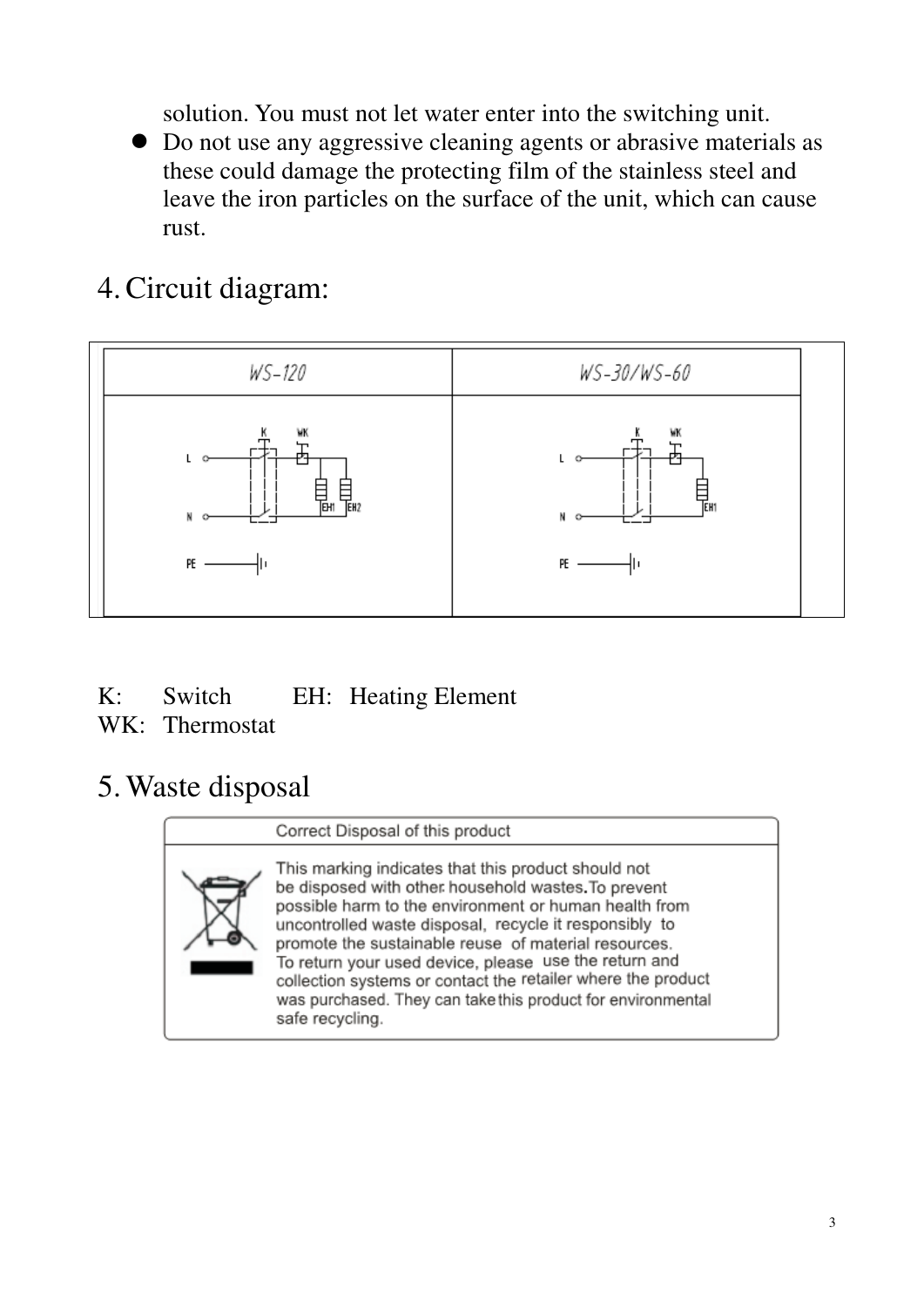solution. You must not let water enter into the switching unit.

- Do not use any aggressive cleaning agents or abrasive materials as these could damage the protecting film of the stainless steel and leave the iron particles on the surface of the unit, which can cause rust.

## 4. Circuit diagram:

WS-120

K WK
L
N
EH1 EH2
PE

WS-30/WS-60

K WK
L
N
EH1
PE

K: Switch EH: Heating Element
WK: Thermostat

## 5. Waste disposal

**Correct Disposal of this product**

This marking indicates that this product should not be disposed with other household wastes. To prevent possible harm to the environment or human health from uncontrolled waste disposal, recycle it responsibly to promote the sustainable reuse of material resources. To return your used device, please use the return and collection systems or contact the retailer where the product was purchased. They can take this product for environmental safe recycling.